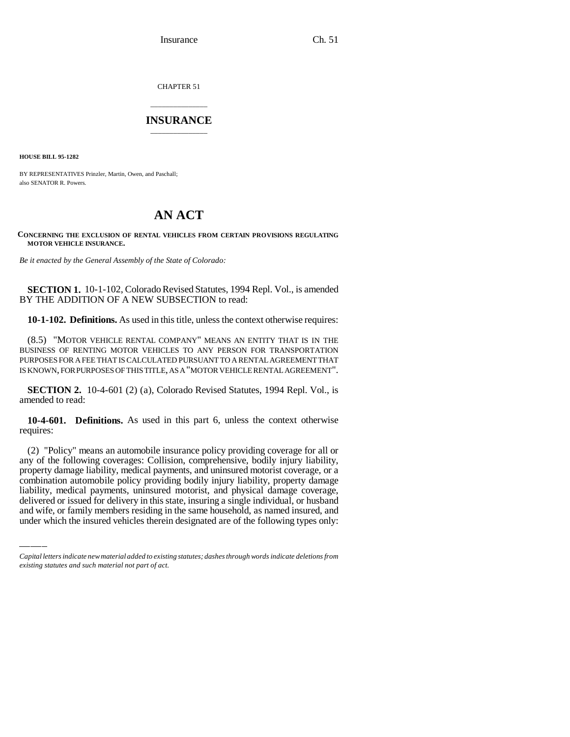CHAPTER 51

# INSURANCE

**HOUSE BILL 95-1282**

BY REPRESENTATIVES Prinzler, Martin, Owen, and Paschall;
also SENATOR R. Powers.

# AN ACT

**CONCERNING THE EXCLUSION OF RENTAL VEHICLES FROM CERTAIN PROVISIONS REGULATING MOTOR VEHICLE INSURANCE.**

*Be it enacted by the General Assembly of the State of Colorado:*

**SECTION 1.** 10-1-102, Colorado Revised Statutes, 1994 Repl. Vol., is amended BY THE ADDITION OF A NEW SUBSECTION to read:

**10-1-102. Definitions.** As used in this title, unless the context otherwise requires:

(8.5) "MOTOR VEHICLE RENTAL COMPANY" MEANS AN ENTITY THAT IS IN THE BUSINESS OF RENTING MOTOR VEHICLES TO ANY PERSON FOR TRANSPORTATION PURPOSES FOR A FEE THAT IS CALCULATED PURSUANT TO A RENTAL AGREEMENT THAT IS KNOWN, FOR PURPOSES OF THIS TITLE, AS A "MOTOR VEHICLE RENTAL AGREEMENT".

**SECTION 2.** 10-4-601 (2) (a), Colorado Revised Statutes, 1994 Repl. Vol., is amended to read:

**10-4-601. Definitions.** As used in this part 6, unless the context otherwise requires:

(2) "Policy" means an automobile insurance policy providing coverage for all or any of the following coverages: Collision, comprehensive, bodily injury liability, property damage liability, medical payments, and uninsured motorist coverage, or a combination automobile policy providing bodily injury liability, property damage liability, medical payments, uninsured motorist, and physical damage coverage, delivered or issued for delivery in this state, insuring a single individual, or husband and wife, or family members residing in the same household, as named insured, and under which the insured vehicles therein designated are of the following types only:

*Capital letters indicate new material added to existing statutes; dashes through words indicate deletions from existing statutes and such material not part of act.*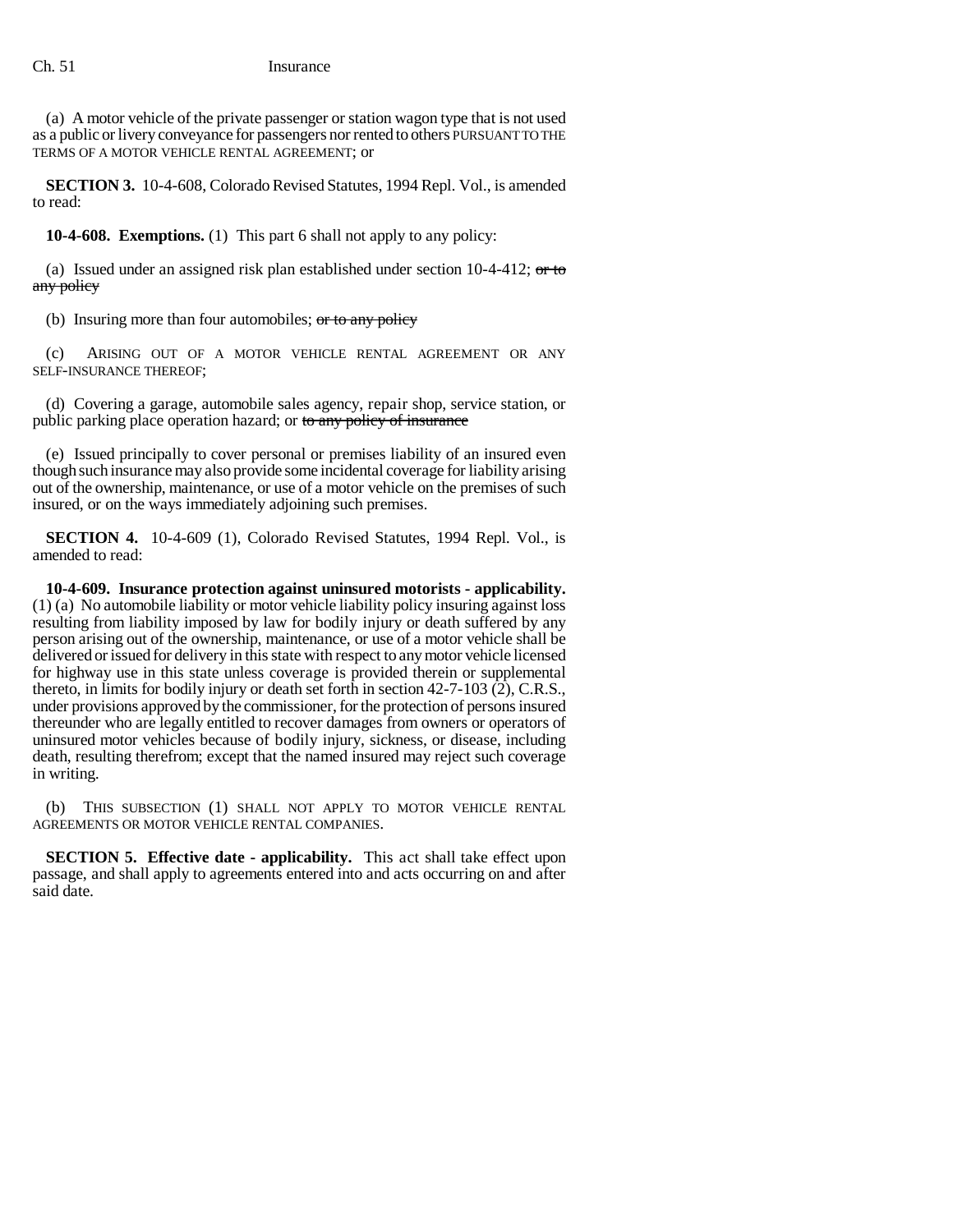(a) A motor vehicle of the private passenger or station wagon type that is not used as a public or livery conveyance for passengers nor rented to others PURSUANT TO THE TERMS OF A MOTOR VEHICLE RENTAL AGREEMENT; or

**SECTION 3.** 10-4-608, Colorado Revised Statutes, 1994 Repl. Vol., is amended to read:

**10-4-608. Exemptions.** (1) This part 6 shall not apply to any policy:

(a) Issued under an assigned risk plan established under section 10-4-412; ~~or to any policy~~

(b) Insuring more than four automobiles; ~~or to any policy~~

(c) ARISING OUT OF A MOTOR VEHICLE RENTAL AGREEMENT OR ANY SELF-INSURANCE THEREOF;

(d) Covering a garage, automobile sales agency, repair shop, service station, or public parking place operation hazard; or ~~to any policy of insurance~~

(e) Issued principally to cover personal or premises liability of an insured even though such insurance may also provide some incidental coverage for liability arising out of the ownership, maintenance, or use of a motor vehicle on the premises of such insured, or on the ways immediately adjoining such premises.

**SECTION 4.** 10-4-609 (1), Colorado Revised Statutes, 1994 Repl. Vol., is amended to read:

**10-4-609. Insurance protection against uninsured motorists - applicability.** (1) (a) No automobile liability or motor vehicle liability policy insuring against loss resulting from liability imposed by law for bodily injury or death suffered by any person arising out of the ownership, maintenance, or use of a motor vehicle shall be delivered or issued for delivery in this state with respect to any motor vehicle licensed for highway use in this state unless coverage is provided therein or supplemental thereto, in limits for bodily injury or death set forth in section 42-7-103 (2), C.R.S., under provisions approved by the commissioner, for the protection of persons insured thereunder who are legally entitled to recover damages from owners or operators of uninsured motor vehicles because of bodily injury, sickness, or disease, including death, resulting therefrom; except that the named insured may reject such coverage in writing.

(b) THIS SUBSECTION (1) SHALL NOT APPLY TO MOTOR VEHICLE RENTAL AGREEMENTS OR MOTOR VEHICLE RENTAL COMPANIES.

**SECTION 5. Effective date - applicability.** This act shall take effect upon passage, and shall apply to agreements entered into and acts occurring on and after said date.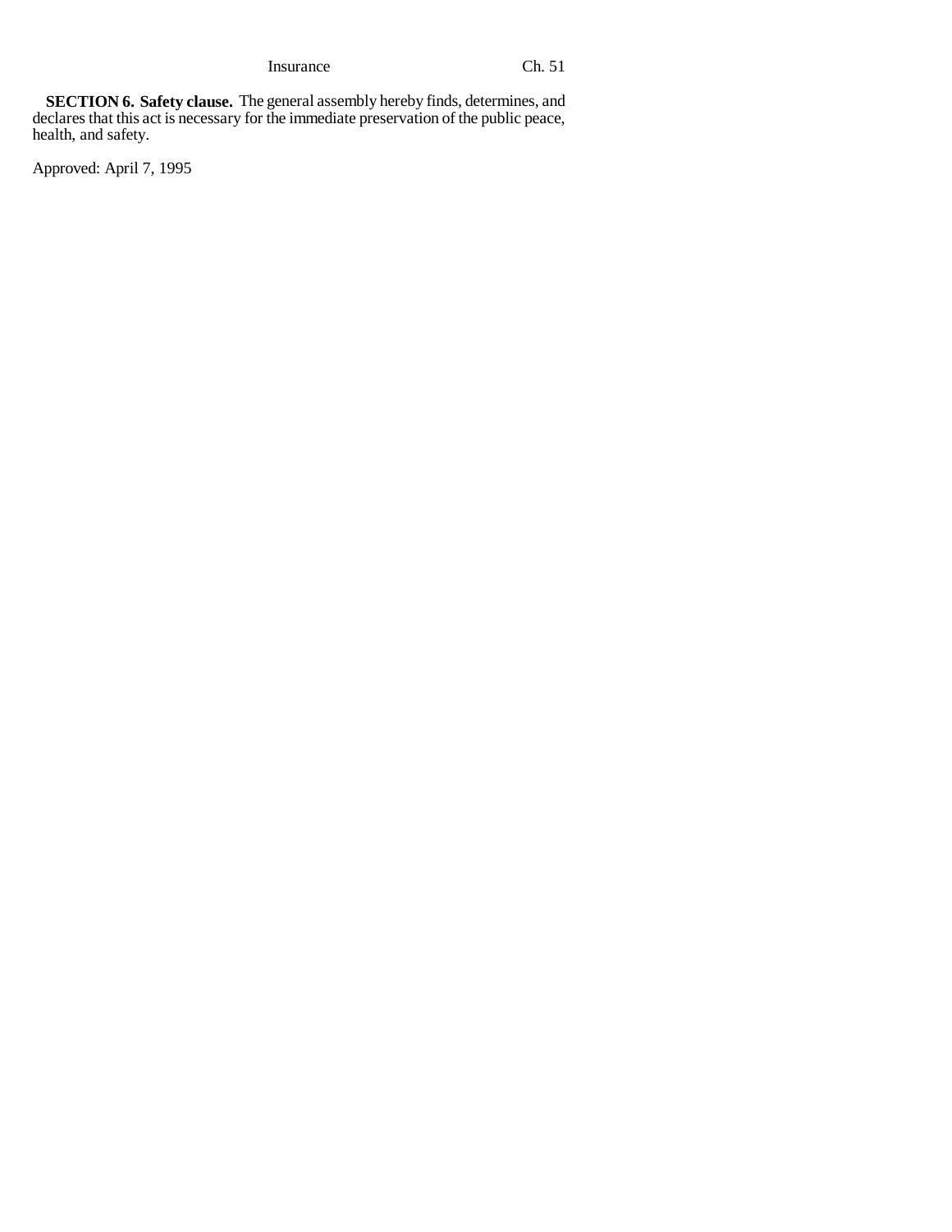**SECTION 6. Safety clause.** The general assembly hereby finds, determines, and declares that this act is necessary for the immediate preservation of the public peace, health, and safety.

Approved: April 7, 1995